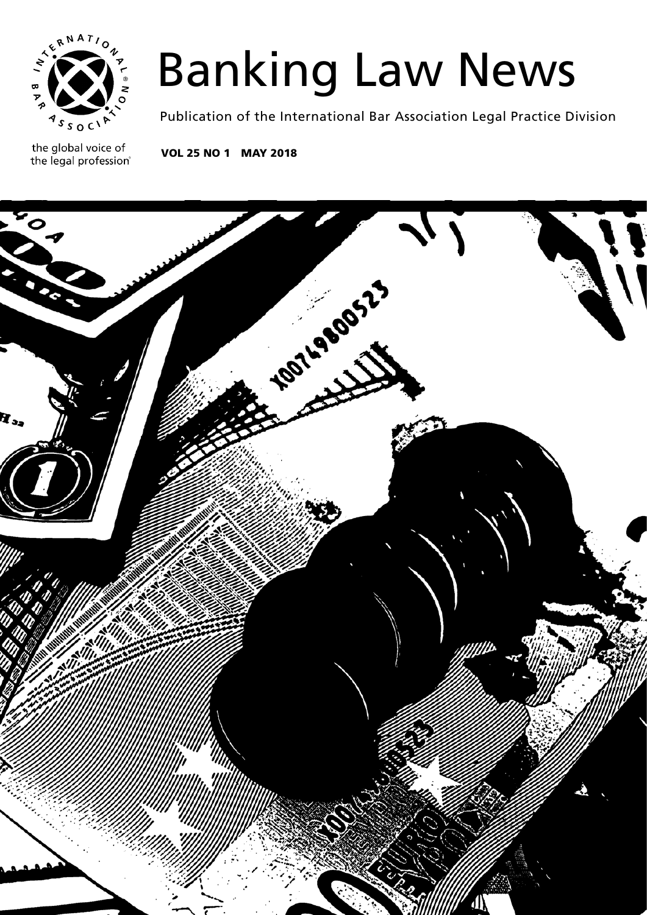# Banking Law News

Publication of the International Bar Association Legal Practice Division

the global voice of the legal profession®

**VOL 25 NO 1 MAY 2018**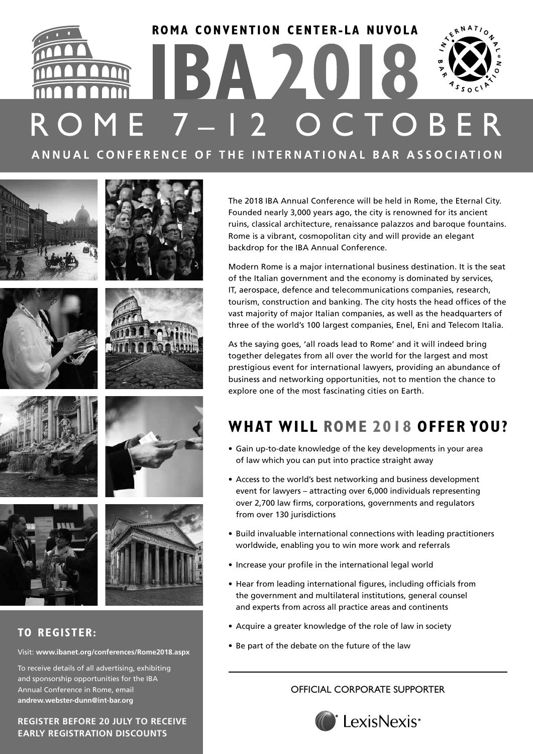ROMA CONVENTION CENTER-LA NUVOLA

# IBA 2018

# ROME 7–12 OCTOBER

**ANNUAL CONFERENCE OF THE INTERNATIONAL BAR ASSOCIATION**

The 2018 IBA Annual Conference will be held in Rome, the Eternal City. Founded nearly 3,000 years ago, the city is renowned for its ancient ruins, classical architecture, renaissance palazzos and baroque fountains. Rome is a vibrant, cosmopolitan city and will provide an elegant backdrop for the IBA Annual Conference.

Modern Rome is a major international business destination. It is the seat of the Italian government and the economy is dominated by services, IT, aerospace, defence and telecommunications companies, research, tourism, construction and banking. The city hosts the head offices of the vast majority of major Italian companies, as well as the headquarters of three of the world's 100 largest companies, Enel, Eni and Telecom Italia.

As the saying goes, 'all roads lead to Rome' and it will indeed bring together delegates from all over the world for the largest and most prestigious event for international lawyers, providing an abundance of business and networking opportunities, not to mention the chance to explore one of the most fascinating cities on Earth.

## WHAT WILL ROME 2018 OFFER YOU?

- Gain up-to-date knowledge of the key developments in your area of law which you can put into practice straight away
- Access to the world's best networking and business development event for lawyers – attracting over 6,000 individuals representing over 2,700 law firms, corporations, governments and regulators from over 130 jurisdictions
- Build invaluable international connections with leading practitioners worldwide, enabling you to win more work and referrals
- Increase your profile in the international legal world
- Hear from leading international figures, including officials from the government and multilateral institutions, general counsel and experts from across all practice areas and continents
- Acquire a greater knowledge of the role of law in society
- Be part of the debate on the future of the law

### TO REGISTER:

Visit: **www.ibanet.org/conferences/Rome2018.aspx**

To receive details of all advertising, exhibiting and sponsorship opportunities for the IBA Annual Conference in Rome, email **andrew.webster-dunn@int-bar.org**

**REGISTER BEFORE 20 JULY TO RECEIVE EARLY REGISTRATION DISCOUNTS**

OFFICIAL CORPORATE SUPPORTER

LexisNexis®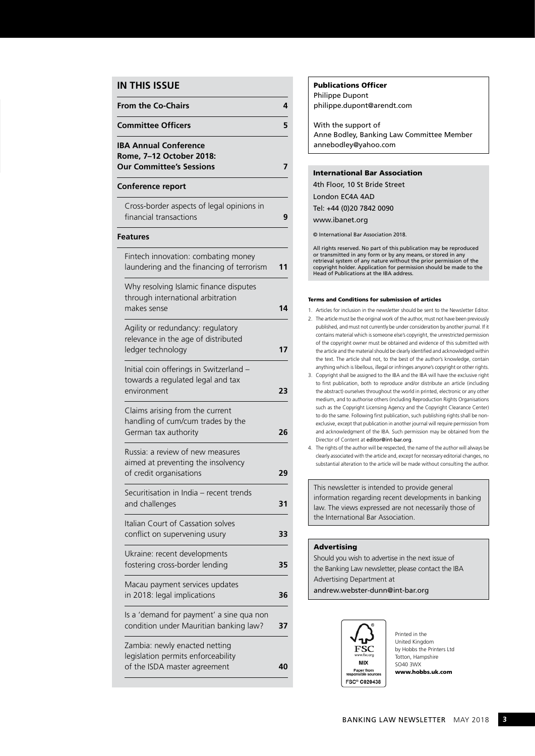## IN THIS ISSUE

| | |
|---|---|
| **From the Co-Chairs** | **4** |
| **Committee Officers** | **5** |
| **IBA Annual Conference Rome, 7–12 October 2018: Our Committee's Sessions** | **7** |
| **Conference report** | |
| Cross-border aspects of legal opinions in financial transactions | **9** |
| **Features** | |
| Fintech innovation: combating money laundering and the financing of terrorism | **11** |
| Why resolving Islamic finance disputes through international arbitration makes sense | **14** |
| Agility or redundancy: regulatory relevance in the age of distributed ledger technology | **17** |
| Initial coin offerings in Switzerland – towards a regulated legal and tax environment | **23** |
| Claims arising from the current handling of cum/cum trades by the German tax authority | **26** |
| Russia: a review of new measures aimed at preventing the insolvency of credit organisations | **29** |
| Securitisation in India – recent trends and challenges | **31** |
| Italian Court of Cassation solves conflict on supervening usury | **33** |
| Ukraine: recent developments fostering cross-border lending | **35** |
| Macau payment services updates in 2018: legal implications | **36** |
| Is a 'demand for payment' a sine qua non condition under Mauritian banking law? | **37** |
| Zambia: newly enacted netting legislation permits enforceability of the ISDA master agreement | **40** |

**Publications Officer**
Philippe Dupont
philippe.dupont@arendt.com

With the support of
Anne Bodley, Banking Law Committee Member
annebodley@yahoo.com

**International Bar Association**
4th Floor, 10 St Bride Street
London EC4A 4AD
Tel: +44 (0)20 7842 0090
www.ibanet.org

© International Bar Association 2018.

All rights reserved. No part of this publication may be reproduced or transmitted in any form or by any means, or stored in any retrieval system of any nature without the prior permission of the copyright holder. Application for permission should be made to the Head of Publications at the IBA address.

**Terms and Conditions for submission of articles**

1. Articles for inclusion in the newsletter should be sent to the Newsletter Editor.
2. The article must be the original work of the author, must not have been previously published, and must not currently be under consideration by another journal. If it contains material which is someone else's copyright, the unrestricted permission of the copyright owner must be obtained and evidence of this submitted with the article and the material should be clearly identified and acknowledged within the text. The article shall not, to the best of the author's knowledge, contain anything which is libellous, illegal or infringes anyone's copyright or other rights.
3. Copyright shall be assigned to the IBA and the IBA will have the exclusive right to first publication, both to reproduce and/or distribute an article (including the abstract) ourselves throughout the world in printed, electronic or any other medium, and to authorise others (including Reproduction Rights Organisations such as the Copyright Licensing Agency and the Copyright Clearance Center) to do the same. Following first publication, such publishing rights shall be non-exclusive, except that publication in another journal will require permission from and acknowledgment of the IBA. Such permission may be obtained from the Director of Content at editor@int-bar.org.
4. The rights of the author will be respected, the name of the author will always be clearly associated with the article and, except for necessary editorial changes, no substantial alteration to the article will be made without consulting the author.

This newsletter is intended to provide general information regarding recent developments in banking law. The views expressed are not necessarily those of the International Bar Association.

**Advertising**
Should you wish to advertise in the next issue of the Banking Law newsletter, please contact the IBA Advertising Department at
andrew.webster-dunn@int-bar.org

FSC www.fsc.org MIX Paper from responsible sources FSC® C020438

Printed in the United Kingdom by Hobbs the Printers Ltd Totton, Hampshire SO40 3WX
**www.hobbs.uk.com**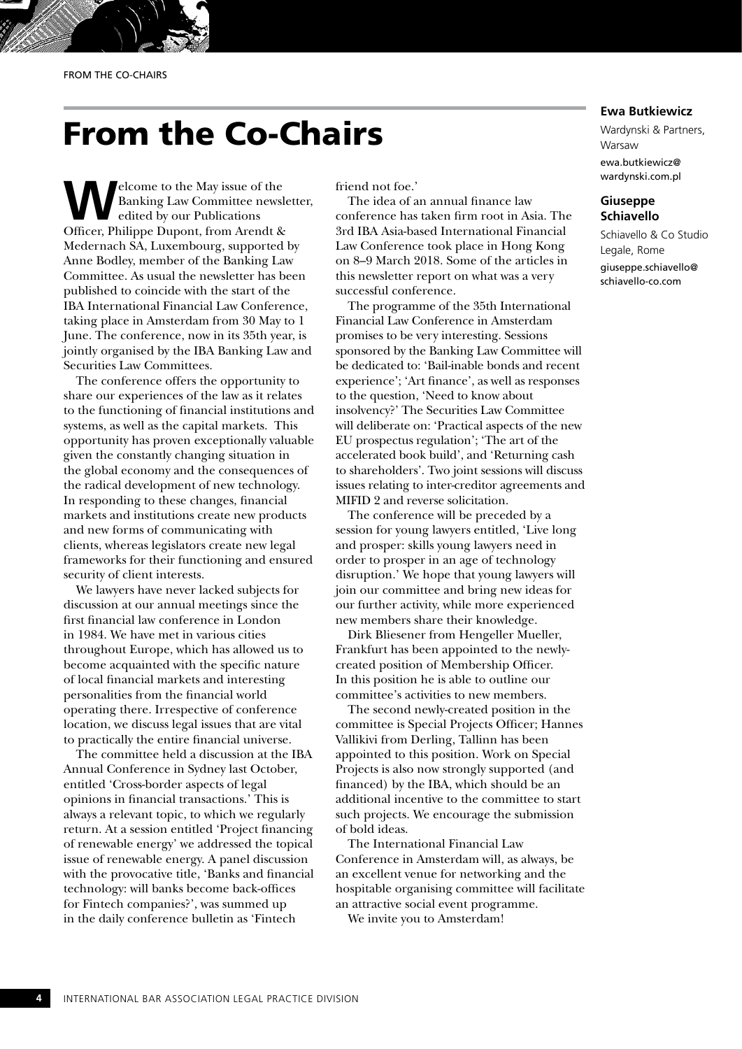# From the Co-Chairs

**Ewa Butkiewicz**

Wardynski & Partners, Warsaw

ewa.butkiewicz@wardynski.com.pl

**Giuseppe Schiavello**

Schiavello & Co Studio Legale, Rome

giuseppe.schiavello@schiavello-co.com

Welcome to the May issue of the Banking Law Committee newsletter, edited by our Publications Officer, Philippe Dupont, from Arendt & Medernach SA, Luxembourg, supported by Anne Bodley, member of the Banking Law Committee. As usual the newsletter has been published to coincide with the start of the IBA International Financial Law Conference, taking place in Amsterdam from 30 May to 1 June. The conference, now in its 35th year, is jointly organised by the IBA Banking Law and Securities Law Committees.

The conference offers the opportunity to share our experiences of the law as it relates to the functioning of financial institutions and systems, as well as the capital markets. This opportunity has proven exceptionally valuable given the constantly changing situation in the global economy and the consequences of the radical development of new technology. In responding to these changes, financial markets and institutions create new products and new forms of communicating with clients, whereas legislators create new legal frameworks for their functioning and ensured security of client interests.

We lawyers have never lacked subjects for discussion at our annual meetings since the first financial law conference in London in 1984. We have met in various cities throughout Europe, which has allowed us to become acquainted with the specific nature of local financial markets and interesting personalities from the financial world operating there. Irrespective of conference location, we discuss legal issues that are vital to practically the entire financial universe.

The committee held a discussion at the IBA Annual Conference in Sydney last October, entitled 'Cross-border aspects of legal opinions in financial transactions.' This is always a relevant topic, to which we regularly return. At a session entitled 'Project financing of renewable energy' we addressed the topical issue of renewable energy. A panel discussion with the provocative title, 'Banks and financial technology: will banks become back-offices for Fintech companies?', was summed up in the daily conference bulletin as 'Fintech friend not foe.'

The idea of an annual finance law conference has taken firm root in Asia. The 3rd IBA Asia-based International Financial Law Conference took place in Hong Kong on 8–9 March 2018. Some of the articles in this newsletter report on what was a very successful conference.

The programme of the 35th International Financial Law Conference in Amsterdam promises to be very interesting. Sessions sponsored by the Banking Law Committee will be dedicated to: 'Bail-inable bonds and recent experience'; 'Art finance', as well as responses to the question, 'Need to know about insolvency?' The Securities Law Committee will deliberate on: 'Practical aspects of the new EU prospectus regulation'; 'The art of the accelerated book build', and 'Returning cash to shareholders'. Two joint sessions will discuss issues relating to inter-creditor agreements and MIFID 2 and reverse solicitation.

The conference will be preceded by a session for young lawyers entitled, 'Live long and prosper: skills young lawyers need in order to prosper in an age of technology disruption.' We hope that young lawyers will join our committee and bring new ideas for our further activity, while more experienced new members share their knowledge.

Dirk Bliesener from Hengeller Mueller, Frankfurt has been appointed to the newly-created position of Membership Officer. In this position he is able to outline our committee's activities to new members.

The second newly-created position in the committee is Special Projects Officer; Hannes Vallikivi from Derling, Tallinn has been appointed to this position. Work on Special Projects is also now strongly supported (and financed) by the IBA, which should be an additional incentive to the committee to start such projects. We encourage the submission of bold ideas.

The International Financial Law Conference in Amsterdam will, as always, be an excellent venue for networking and the hospitable organising committee will facilitate an attractive social event programme.

We invite you to Amsterdam!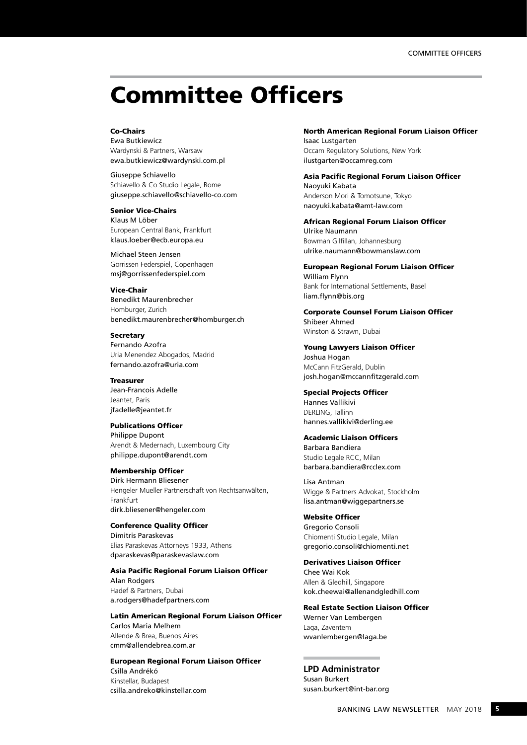# Committee Officers

**Co-Chairs**
Ewa Butkiewicz
Wardynski & Partners, Warsaw
ewa.butkiewicz@wardynski.com.pl

Giuseppe Schiavello
Schiavello & Co Studio Legale, Rome
giuseppe.schiavello@schiavello-co.com

**Senior Vice-Chairs**
Klaus M Löber
European Central Bank, Frankfurt
klaus.loeber@ecb.europa.eu

Michael Steen Jensen
Gorrissen Federspiel, Copenhagen
msj@gorrissenfederspiel.com

**Vice-Chair**
Benedikt Maurenbrecher
Homburger, Zurich
benedikt.maurenbrecher@homburger.ch

**Secretary**
Fernando Azofra
Uria Menendez Abogados, Madrid
fernando.azofra@uria.com

**Treasurer**
Jean-Francois Adelle
Jeantet, Paris
jfadelle@jeantet.fr

**Publications Officer**
Philippe Dupont
Arendt & Medernach, Luxembourg City
philippe.dupont@arendt.com

**Membership Officer**
Dirk Hermann Bliesener
Hengeler Mueller Partnerschaft von Rechtsanwälten, Frankfurt
dirk.bliesener@hengeler.com

**Conference Quality Officer**
Dimitris Paraskevas
Elias Paraskevas Attorneys 1933, Athens
dparaskevas@paraskevaslaw.com

**Asia Pacific Regional Forum Liaison Officer**
Alan Rodgers
Hadef & Partners, Dubai
a.rodgers@hadefpartners.com

**Latin American Regional Forum Liaison Officer**
Carlos Maria Melhem
Allende & Brea, Buenos Aires
cmm@allendebrea.com.ar

**European Regional Forum Liaison Officer**
Csilla Andrékó
Kinstellar, Budapest
csilla.andreko@kinstellar.com

**North American Regional Forum Liaison Officer**
Isaac Lustgarten
Occam Regulatory Solutions, New York
ilustgarten@occamreg.com

**Asia Pacific Regional Forum Liaison Officer**
Naoyuki Kabata
Anderson Mori & Tomotsune, Tokyo
naoyuki.kabata@amt-law.com

**African Regional Forum Liaison Officer**
Ulrike Naumann
Bowman Gilfillan, Johannesburg
ulrike.naumann@bowmanslaw.com

**European Regional Forum Liaison Officer**
William Flynn
Bank for International Settlements, Basel
liam.flynn@bis.org

**Corporate Counsel Forum Liaison Officer**
Shibeer Ahmed
Winston & Strawn, Dubai

**Young Lawyers Liaison Officer**
Joshua Hogan
McCann FitzGerald, Dublin
josh.hogan@mccannfitzgerald.com

**Special Projects Officer**
Hannes Vallikivi
DERLING, Tallinn
hannes.vallikivi@derling.ee

**Academic Liaison Officers**
Barbara Bandiera
Studio Legale RCC, Milan
barbara.bandiera@rcclex.com

Lisa Antman
Wigge & Partners Advokat, Stockholm
lisa.antman@wiggepartners.se

**Website Officer**
Gregorio Consoli
Chiomenti Studio Legale, Milan
gregorio.consoli@chiomenti.net

**Derivatives Liaison Officer**
Chee Wai Kok
Allen & Gledhill, Singapore
kok.cheewai@allenandgledhill.com

**Real Estate Section Liaison Officer**
Werner Van Lembergen
Laga, Zaventem
wvanlembergen@laga.be

**LPD Administrator**
Susan Burkert
susan.burkert@int-bar.org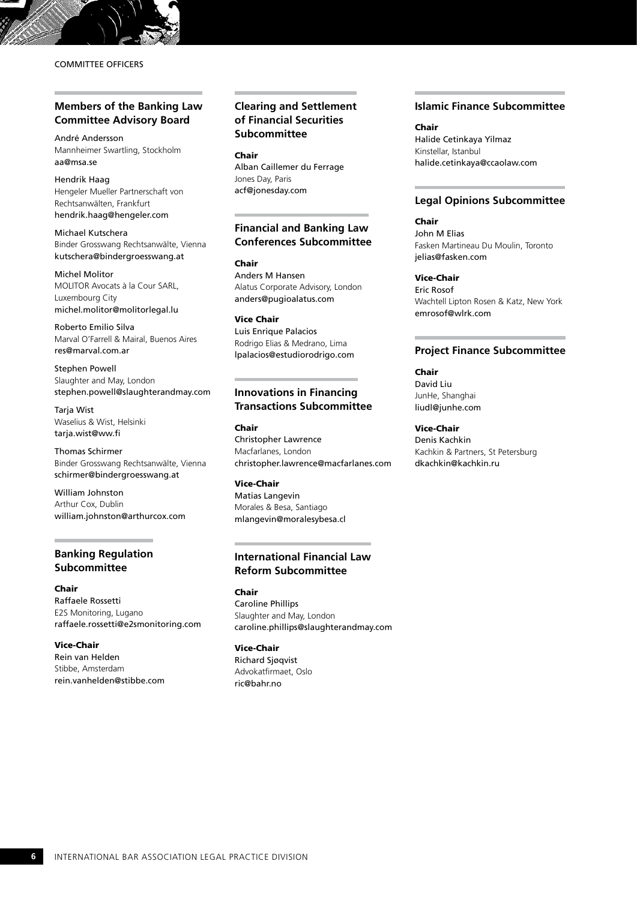COMMITTEE OFFICERS

## Members of the Banking Law Committee Advisory Board

André Andersson
Mannheimer Swartling, Stockholm
aa@msa.se

Hendrik Haag
Hengeler Mueller Partnerschaft von Rechtsanwälten, Frankfurt
hendrik.haag@hengeler.com

Michael Kutschera
Binder Grosswang Rechtsanwälte, Vienna
kutschera@bindergroesswang.at

Michel Molitor
MOLITOR Avocats à la Cour SARL, Luxembourg City
michel.molitor@molitorlegal.lu

Roberto Emilio Silva
Marval O'Farrell & Mairal, Buenos Aires
res@marval.com.ar

Stephen Powell
Slaughter and May, London
stephen.powell@slaughterandmay.com

Tarja Wist
Waselius & Wist, Helsinki
tarja.wist@ww.fi

Thomas Schirmer
Binder Grosswang Rechtsanwälte, Vienna
schirmer@bindergroesswang.at

William Johnston
Arthur Cox, Dublin
william.johnston@arthurcox.com

## Banking Regulation Subcommittee

**Chair**
Raffaele Rossetti
E2S Monitoring, Lugano
raffaele.rossetti@e2smonitoring.com

**Vice-Chair**
Rein van Helden
Stibbe, Amsterdam
rein.vanhelden@stibbe.com

## Clearing and Settlement of Financial Securities Subcommittee

**Chair**
Alban Caillemer du Ferrage
Jones Day, Paris
acf@jonesday.com

## Financial and Banking Law Conferences Subcommittee

**Chair**
Anders M Hansen
Alatus Corporate Advisory, London
anders@pugioalatus.com

**Vice Chair**
Luis Enrique Palacios
Rodrigo Elias & Medrano, Lima
lpalacios@estudiorodrigo.com

## Innovations in Financing Transactions Subcommittee

**Chair**
Christopher Lawrence
Macfarlanes, London
christopher.lawrence@macfarlanes.com

**Vice-Chair**
Matias Langevin
Morales & Besa, Santiago
mlangevin@moralesybesa.cl

## International Financial Law Reform Subcommittee

**Chair**
Caroline Phillips
Slaughter and May, London
caroline.phillips@slaughterandmay.com

**Vice-Chair**
Richard Sjøqvist
Advokatfirmaet, Oslo
ric@bahr.no

## Islamic Finance Subcommittee

**Chair**
Halide Cetinkaya Yilmaz
Kinstellar, Istanbul
halide.cetinkaya@ccaolaw.com

## Legal Opinions Subcommittee

**Chair**
John M Elias
Fasken Martineau Du Moulin, Toronto
jelias@fasken.com

**Vice-Chair**
Eric Rosof
Wachtell Lipton Rosen & Katz, New York
emrosof@wlrk.com

## Project Finance Subcommittee

**Chair**
David Liu
JunHe, Shanghai
liudl@junhe.com

**Vice-Chair**
Denis Kachkin
Kachkin & Partners, St Petersburg
dkachkin@kachkin.ru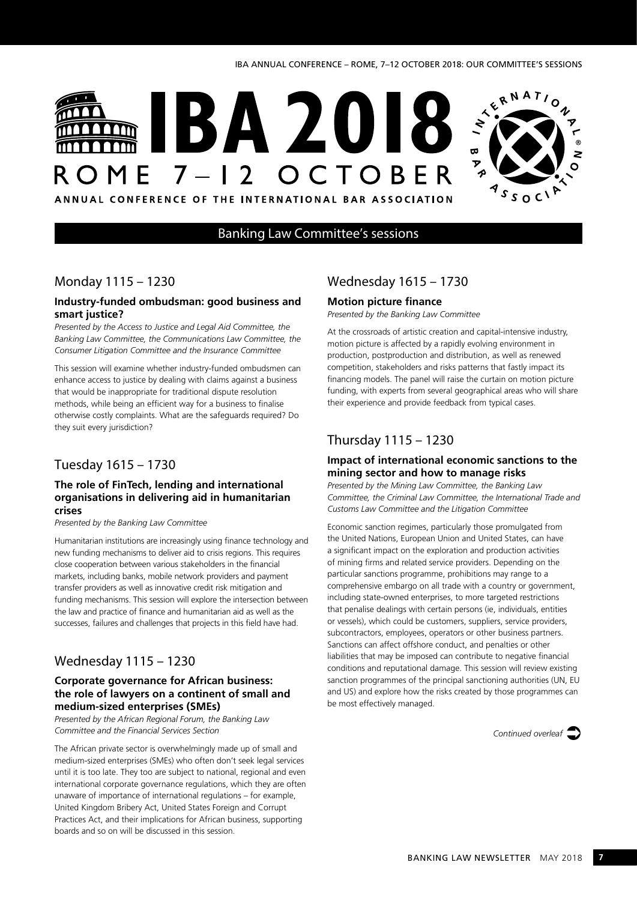# IBA 2018

ROME 7–12 OCTOBER

ANNUAL CONFERENCE OF THE INTERNATIONAL BAR ASSOCIATION

## Banking Law Committee's sessions

### Monday 1115 – 1230

**Industry-funded ombudsman: good business and smart justice?**

*Presented by the Access to Justice and Legal Aid Committee, the Banking Law Committee, the Communications Law Committee, the Consumer Litigation Committee and the Insurance Committee*

This session will examine whether industry-funded ombudsmen can enhance access to justice by dealing with claims against a business that would be inappropriate for traditional dispute resolution methods, while being an efficient way for a business to finalise otherwise costly complaints. What are the safeguards required? Do they suit every jurisdiction?

### Tuesday 1615 – 1730

**The role of FinTech, lending and international organisations in delivering aid in humanitarian crises**

*Presented by the Banking Law Committee*

Humanitarian institutions are increasingly using finance technology and new funding mechanisms to deliver aid to crisis regions. This requires close cooperation between various stakeholders in the financial markets, including banks, mobile network providers and payment transfer providers as well as innovative credit risk mitigation and funding mechanisms. This session will explore the intersection between the law and practice of finance and humanitarian aid as well as the successes, failures and challenges that projects in this field have had.

### Wednesday 1115 – 1230

**Corporate governance for African business: the role of lawyers on a continent of small and medium-sized enterprises (SMEs)**

*Presented by the African Regional Forum, the Banking Law Committee and the Financial Services Section*

The African private sector is overwhelmingly made up of small and medium-sized enterprises (SMEs) who often don't seek legal services until it is too late. They too are subject to national, regional and even international corporate governance regulations, which they are often unaware of importance of international regulations – for example, United Kingdom Bribery Act, United States Foreign and Corrupt Practices Act, and their implications for African business, supporting boards and so on will be discussed in this session.

### Wednesday 1615 – 1730

**Motion picture finance**

*Presented by the Banking Law Committee*

At the crossroads of artistic creation and capital-intensive industry, motion picture is affected by a rapidly evolving environment in production, postproduction and distribution, as well as renewed competition, stakeholders and risks patterns that fastly impact its financing models. The panel will raise the curtain on motion picture funding, with experts from several geographical areas who will share their experience and provide feedback from typical cases.

### Thursday 1115 – 1230

**Impact of international economic sanctions to the mining sector and how to manage risks**

*Presented by the Mining Law Committee, the Banking Law Committee, the Criminal Law Committee, the International Trade and Customs Law Committee and the Litigation Committee*

Economic sanction regimes, particularly those promulgated from the United Nations, European Union and United States, can have a significant impact on the exploration and production activities of mining firms and related service providers. Depending on the particular sanctions programme, prohibitions may range to a comprehensive embargo on all trade with a country or government, including state-owned enterprises, to more targeted restrictions that penalise dealings with certain persons (ie, individuals, entities or vessels), which could be customers, suppliers, service providers, subcontractors, employees, operators or other business partners. Sanctions can affect offshore conduct, and penalties or other liabilities that may be imposed can contribute to negative financial conditions and reputational damage. This session will review existing sanction programmes of the principal sanctioning authorities (UN, EU and US) and explore how the risks created by those programmes can be most effectively managed.

*Continued overleaf*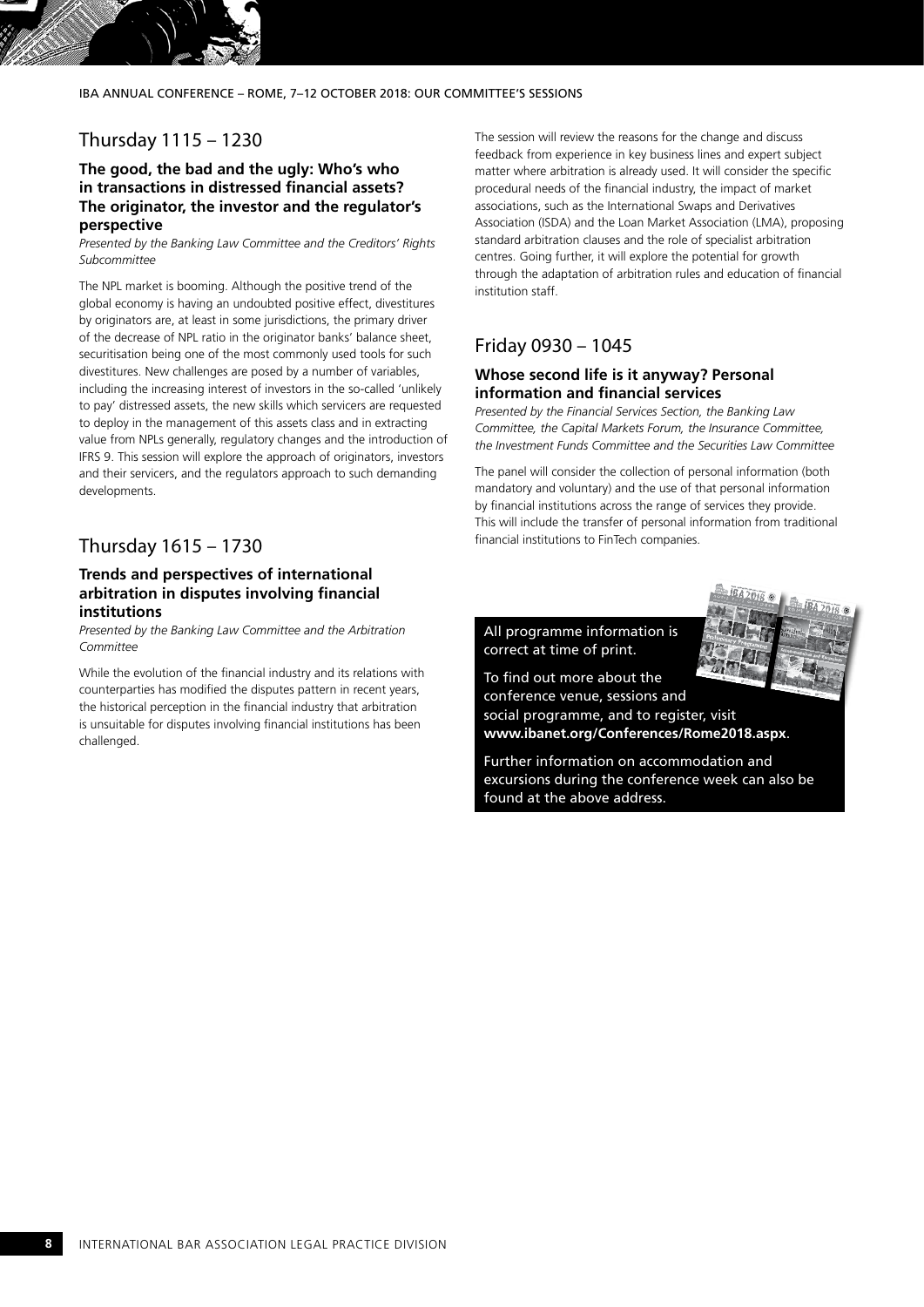## Thursday 1115 – 1230

### The good, the bad and the ugly: Who's who in transactions in distressed financial assets? The originator, the investor and the regulator's perspective

*Presented by the Banking Law Committee and the Creditors' Rights Subcommittee*

The NPL market is booming. Although the positive trend of the global economy is having an undoubted positive effect, divestitures by originators are, at least in some jurisdictions, the primary driver of the decrease of NPL ratio in the originator banks' balance sheet, securitisation being one of the most commonly used tools for such divestitures. New challenges are posed by a number of variables, including the increasing interest of investors in the so-called 'unlikely to pay' distressed assets, the new skills which servicers are requested to deploy in the management of this assets class and in extracting value from NPLs generally, regulatory changes and the introduction of IFRS 9. This session will explore the approach of originators, investors and their servicers, and the regulators approach to such demanding developments.

## Thursday 1615 – 1730

### Trends and perspectives of international arbitration in disputes involving financial institutions

*Presented by the Banking Law Committee and the Arbitration Committee*

While the evolution of the financial industry and its relations with counterparties has modified the disputes pattern in recent years, the historical perception in the financial industry that arbitration is unsuitable for disputes involving financial institutions has been challenged.

The session will review the reasons for the change and discuss feedback from experience in key business lines and expert subject matter where arbitration is already used. It will consider the specific procedural needs of the financial industry, the impact of market associations, such as the International Swaps and Derivatives Association (ISDA) and the Loan Market Association (LMA), proposing standard arbitration clauses and the role of specialist arbitration centres. Going further, it will explore the potential for growth through the adaptation of arbitration rules and education of financial institution staff.

## Friday 0930 – 1045

### Whose second life is it anyway? Personal information and financial services

*Presented by the Financial Services Section, the Banking Law Committee, the Capital Markets Forum, the Insurance Committee, the Investment Funds Committee and the Securities Law Committee*

The panel will consider the collection of personal information (both mandatory and voluntary) and the use of that personal information by financial institutions across the range of services they provide. This will include the transfer of personal information from traditional financial institutions to FinTech companies.

All programme information is correct at time of print.

To find out more about the conference venue, sessions and social programme, and to register, visit **www.ibanet.org/Conferences/Rome2018.aspx**.

Further information on accommodation and excursions during the conference week can also be found at the above address.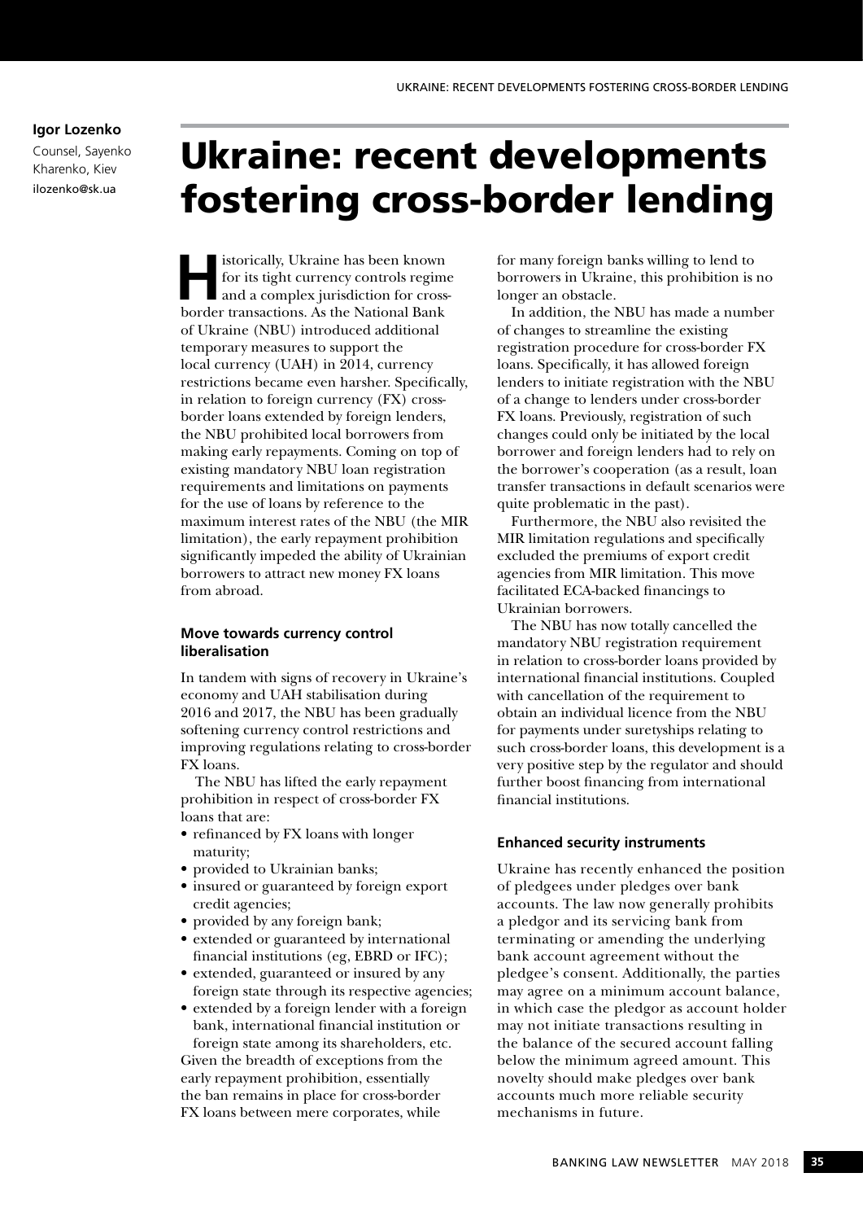**Igor Lozenko**

Counsel, Sayenko Kharenko, Kiev

ilozenko@sk.ua

# Ukraine: recent developments fostering cross-border lending

Historically, Ukraine has been known for its tight currency controls regime and a complex jurisdiction for cross-border transactions. As the National Bank of Ukraine (NBU) introduced additional temporary measures to support the local currency (UAH) in 2014, currency restrictions became even harsher. Specifically, in relation to foreign currency (FX) cross-border loans extended by foreign lenders, the NBU prohibited local borrowers from making early repayments. Coming on top of existing mandatory NBU loan registration requirements and limitations on payments for the use of loans by reference to the maximum interest rates of the NBU (the MIR limitation), the early repayment prohibition significantly impeded the ability of Ukrainian borrowers to attract new money FX loans from abroad.

### Move towards currency control liberalisation

In tandem with signs of recovery in Ukraine's economy and UAH stabilisation during 2016 and 2017, the NBU has been gradually softening currency control restrictions and improving regulations relating to cross-border FX loans.

The NBU has lifted the early repayment prohibition in respect of cross-border FX loans that are:

- refinanced by FX loans with longer maturity;
- provided to Ukrainian banks;
- insured or guaranteed by foreign export credit agencies;
- provided by any foreign bank;
- extended or guaranteed by international financial institutions (eg, EBRD or IFC);
- extended, guaranteed or insured by any foreign state through its respective agencies;
- extended by a foreign lender with a foreign bank, international financial institution or foreign state among its shareholders, etc.

Given the breadth of exceptions from the early repayment prohibition, essentially the ban remains in place for cross-border FX loans between mere corporates, while for many foreign banks willing to lend to borrowers in Ukraine, this prohibition is no longer an obstacle.

In addition, the NBU has made a number of changes to streamline the existing registration procedure for cross-border FX loans. Specifically, it has allowed foreign lenders to initiate registration with the NBU of a change to lenders under cross-border FX loans. Previously, registration of such changes could only be initiated by the local borrower and foreign lenders had to rely on the borrower's cooperation (as a result, loan transfer transactions in default scenarios were quite problematic in the past).

Furthermore, the NBU also revisited the MIR limitation regulations and specifically excluded the premiums of export credit agencies from MIR limitation. This move facilitated ECA-backed financings to Ukrainian borrowers.

The NBU has now totally cancelled the mandatory NBU registration requirement in relation to cross-border loans provided by international financial institutions. Coupled with cancellation of the requirement to obtain an individual licence from the NBU for payments under suretyships relating to such cross-border loans, this development is a very positive step by the regulator and should further boost financing from international financial institutions.

### Enhanced security instruments

Ukraine has recently enhanced the position of pledgees under pledges over bank accounts. The law now generally prohibits a pledgor and its servicing bank from terminating or amending the underlying bank account agreement without the pledgee's consent. Additionally, the parties may agree on a minimum account balance, in which case the pledgor as account holder may not initiate transactions resulting in the balance of the secured account falling below the minimum agreed amount. This novelty should make pledges over bank accounts much more reliable security mechanisms in future.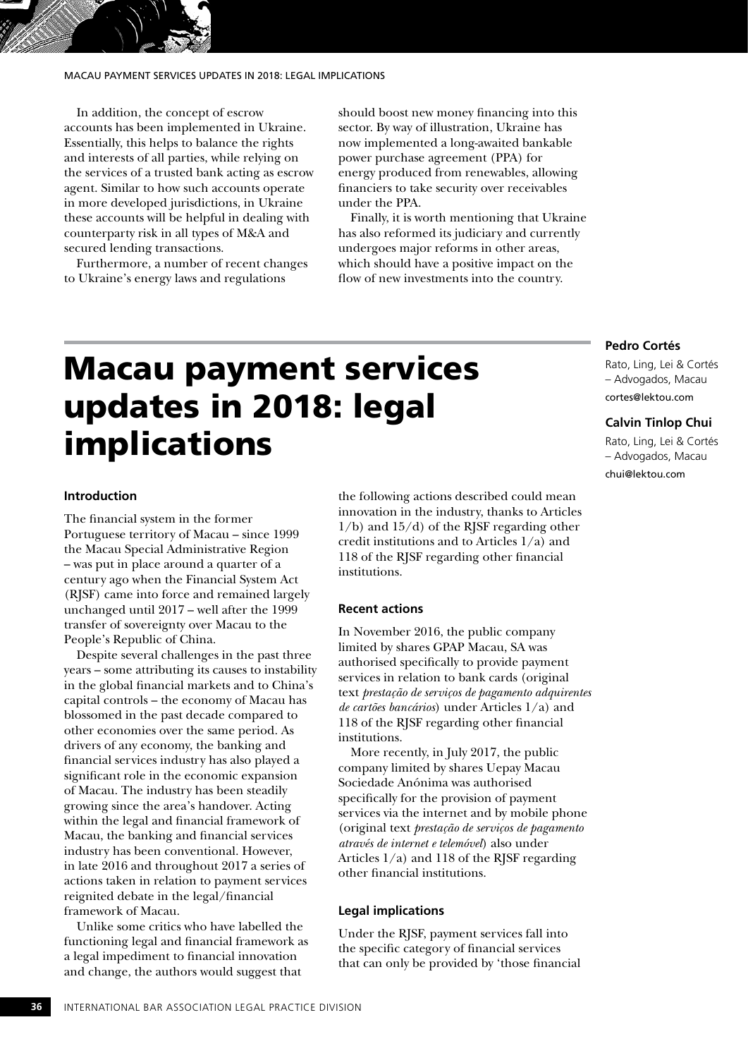In addition, the concept of escrow accounts has been implemented in Ukraine. Essentially, this helps to balance the rights and interests of all parties, while relying on the services of a trusted bank acting as escrow agent. Similar to how such accounts operate in more developed jurisdictions, in Ukraine these accounts will be helpful in dealing with counterparty risk in all types of M&A and secured lending transactions.

Furthermore, a number of recent changes to Ukraine's energy laws and regulations should boost new money financing into this sector. By way of illustration, Ukraine has now implemented a long-awaited bankable power purchase agreement (PPA) for energy produced from renewables, allowing financiers to take security over receivables under the PPA.

Finally, it is worth mentioning that Ukraine has also reformed its judiciary and currently undergoes major reforms in other areas, which should have a positive impact on the flow of new investments into the country.

# Macau payment services updates in 2018: legal implications

**Pedro Cortés**
Rato, Ling, Lei & Cortés – Advogados, Macau
cortes@lektou.com

**Calvin Tinlop Chui**
Rato, Ling, Lei & Cortés – Advogados, Macau
chui@lektou.com

### Introduction

The financial system in the former Portuguese territory of Macau – since 1999 the Macau Special Administrative Region – was put in place around a quarter of a century ago when the Financial System Act (RJSF) came into force and remained largely unchanged until 2017 – well after the 1999 transfer of sovereignty over Macau to the People's Republic of China.

Despite several challenges in the past three years – some attributing its causes to instability in the global financial markets and to China's capital controls – the economy of Macau has blossomed in the past decade compared to other economies over the same period. As drivers of any economy, the banking and financial services industry has also played a significant role in the economic expansion of Macau. The industry has been steadily growing since the area's handover. Acting within the legal and financial framework of Macau, the banking and financial services industry has been conventional. However, in late 2016 and throughout 2017 a series of actions taken in relation to payment services reignited debate in the legal/financial framework of Macau.

Unlike some critics who have labelled the functioning legal and financial framework as a legal impediment to financial innovation and change, the authors would suggest that the following actions described could mean innovation in the industry, thanks to Articles 1/b) and 15/d) of the RJSF regarding other credit institutions and to Articles 1/a) and 118 of the RJSF regarding other financial institutions.

### Recent actions

In November 2016, the public company limited by shares GPAP Macau, SA was authorised specifically to provide payment services in relation to bank cards (original text *prestação de serviços de pagamento adquirentes de cartões bancários*) under Articles 1/a) and 118 of the RJSF regarding other financial institutions.

More recently, in July 2017, the public company limited by shares Uepay Macau Sociedade Anónima was authorised specifically for the provision of payment services via the internet and by mobile phone (original text *prestação de serviços de pagamento através de internet e telemóvel*) also under Articles 1/a) and 118 of the RJSF regarding other financial institutions.

### Legal implications

Under the RJSF, payment services fall into the specific category of financial services that can only be provided by 'those financial